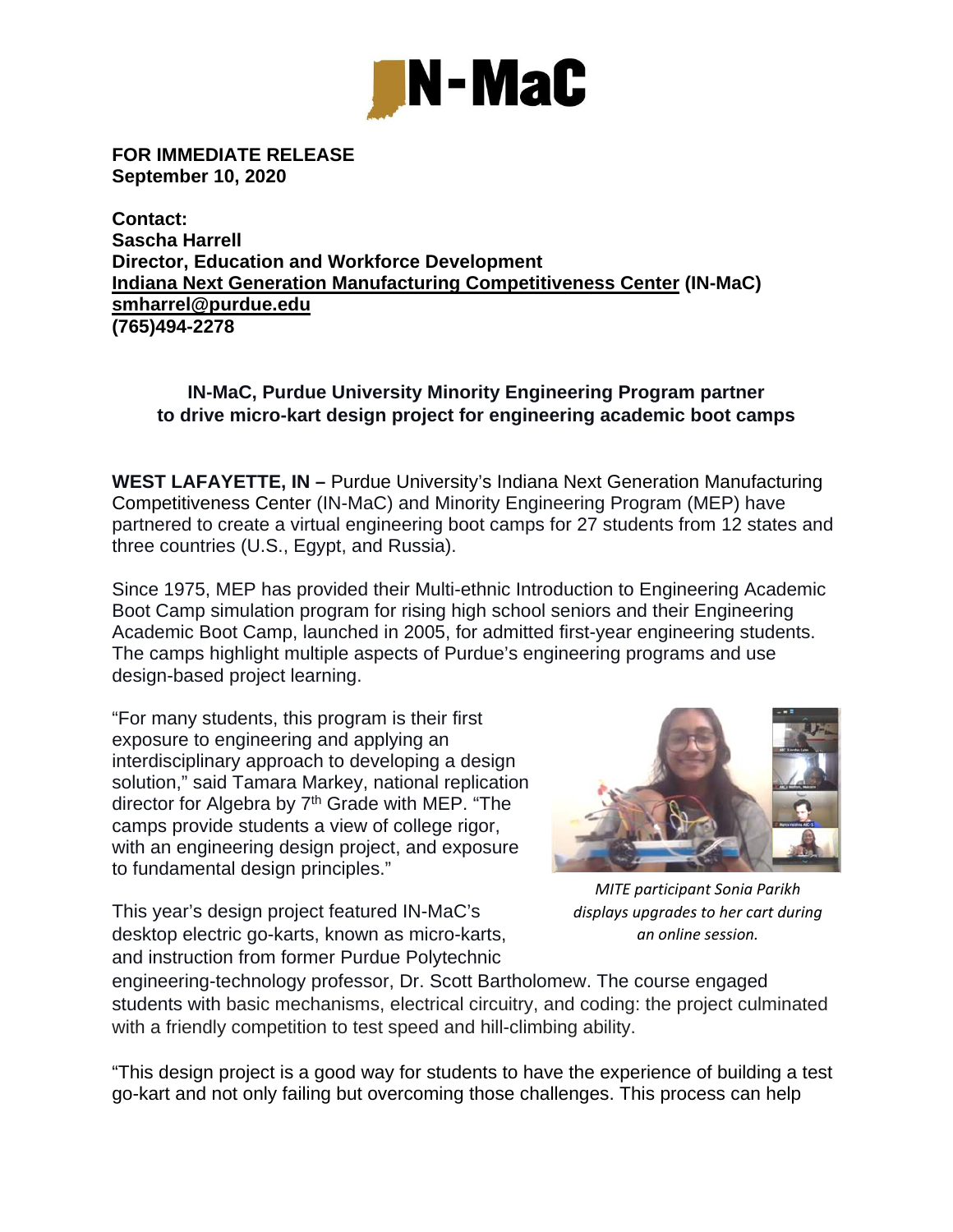**FOR IMMEDIATE RELEASE**
**September 10, 2020**

**Contact:**
**Sascha Harrell**
**Director, Education and Workforce Development**
**Indiana Next Generation Manufacturing Competitiveness Center (IN-MaC)**
**smharrel@purdue.edu**
**(765)494-2278**

**IN-MaC, Purdue University Minority Engineering Program partner to drive micro-kart design project for engineering academic boot camps**

**WEST LAFAYETTE, IN –** Purdue University's Indiana Next Generation Manufacturing Competitiveness Center (IN-MaC) and Minority Engineering Program (MEP) have partnered to create a virtual engineering boot camps for 27 students from 12 states and three countries (U.S., Egypt, and Russia).

Since 1975, MEP has provided their Multi-ethnic Introduction to Engineering Academic Boot Camp simulation program for rising high school seniors and their Engineering Academic Boot Camp, launched in 2005, for admitted first-year engineering students. The camps highlight multiple aspects of Purdue's engineering programs and use design-based project learning.

"For many students, this program is their first exposure to engineering and applying an interdisciplinary approach to developing a design solution," said Tamara Markey, national replication director for Algebra by 7th Grade with MEP. "The camps provide students a view of college rigor, with an engineering design project, and exposure to fundamental design principles."

*MITE participant Sonia Parikh displays upgrades to her cart during an online session.*

This year's design project featured IN-MaC's desktop electric go-karts, known as micro-karts, and instruction from former Purdue Polytechnic engineering-technology professor, Dr. Scott Bartholomew. The course engaged students with basic mechanisms, electrical circuitry, and coding: the project culminated with a friendly competition to test speed and hill-climbing ability.

"This design project is a good way for students to have the experience of building a test go-kart and not only failing but overcoming those challenges. This process can help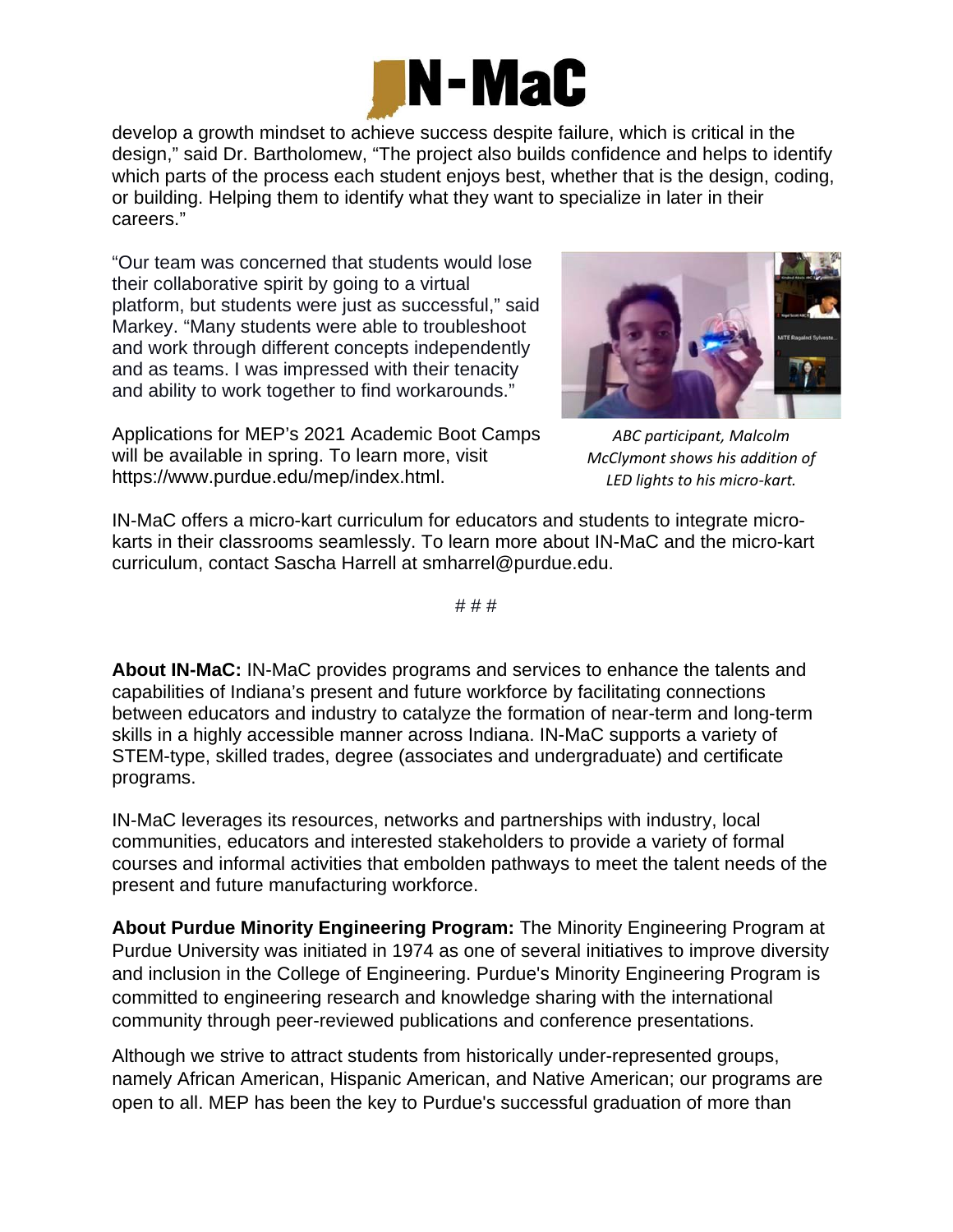develop a growth mindset to achieve success despite failure, which is critical in the design," said Dr. Bartholomew, "The project also builds confidence and helps to identify which parts of the process each student enjoys best, whether that is the design, coding, or building. Helping them to identify what they want to specialize in later in their careers."

"Our team was concerned that students would lose their collaborative spirit by going to a virtual platform, but students were just as successful," said Markey. "Many students were able to troubleshoot and work through different concepts independently and as teams. I was impressed with their tenacity and ability to work together to find workarounds."

*ABC participant, Malcolm McClymont shows his addition of LED lights to his micro-kart.*

Applications for MEP's 2021 Academic Boot Camps will be available in spring. To learn more, visit https://www.purdue.edu/mep/index.html.

IN-MaC offers a micro-kart curriculum for educators and students to integrate micro-karts in their classrooms seamlessly. To learn more about IN-MaC and the micro-kart curriculum, contact Sascha Harrell at smharrel@purdue.edu.

# # #

**About IN-MaC:** IN-MaC provides programs and services to enhance the talents and capabilities of Indiana's present and future workforce by facilitating connections between educators and industry to catalyze the formation of near-term and long-term skills in a highly accessible manner across Indiana. IN-MaC supports a variety of STEM-type, skilled trades, degree (associates and undergraduate) and certificate programs.

IN-MaC leverages its resources, networks and partnerships with industry, local communities, educators and interested stakeholders to provide a variety of formal courses and informal activities that embolden pathways to meet the talent needs of the present and future manufacturing workforce.

**About Purdue Minority Engineering Program:** The Minority Engineering Program at Purdue University was initiated in 1974 as one of several initiatives to improve diversity and inclusion in the College of Engineering. Purdue's Minority Engineering Program is committed to engineering research and knowledge sharing with the international community through peer-reviewed publications and conference presentations.

Although we strive to attract students from historically under-represented groups, namely African American, Hispanic American, and Native American; our programs are open to all. MEP has been the key to Purdue's successful graduation of more than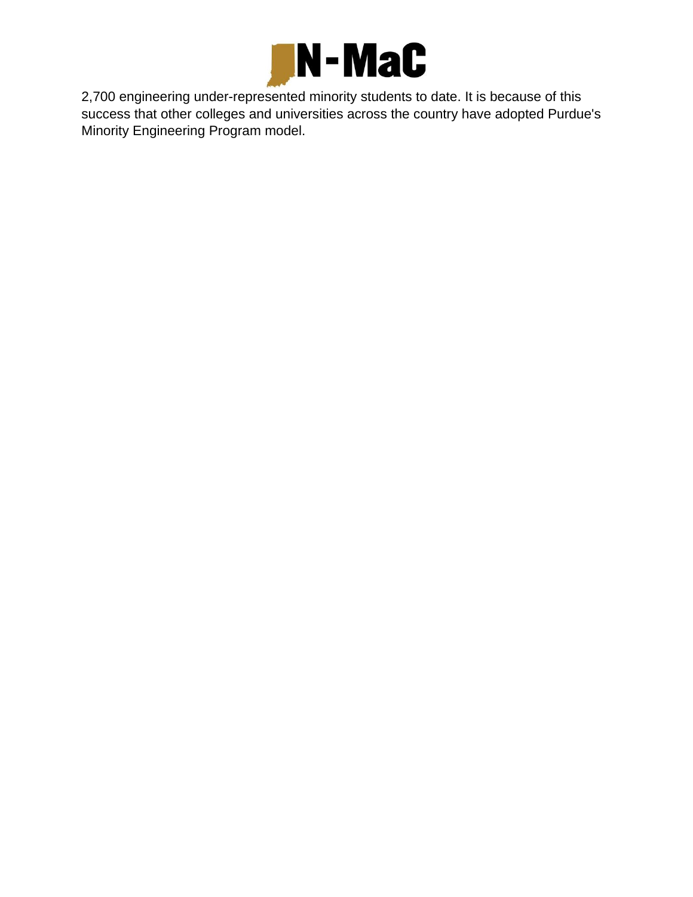2,700 engineering under-represented minority students to date. It is because of this success that other colleges and universities across the country have adopted Purdue's Minority Engineering Program model.